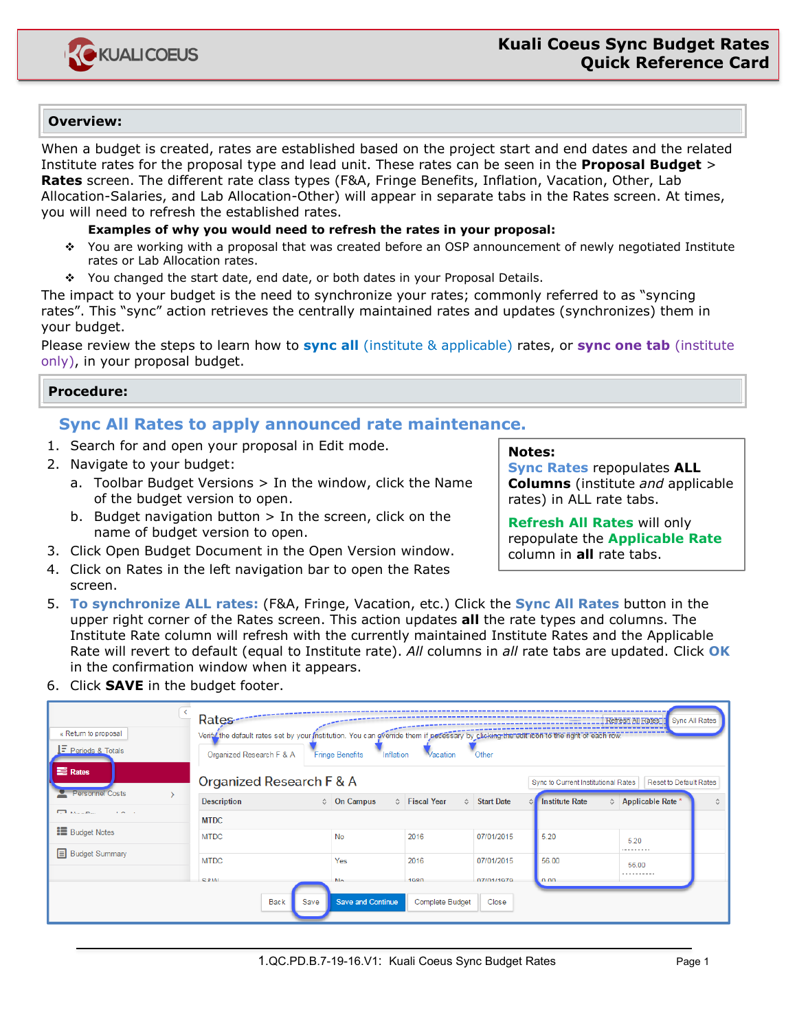# Kuali Coeus Sync Budget Rates Quick Reference Card

## Overview:

When a budget is created, rates are established based on the project start and end dates and the related Institute rates for the proposal type and lead unit. These rates can be seen in the **Proposal Budget** > **Rates** screen. The different rate class types (F&A, Fringe Benefits, Inflation, Vacation, Other, Lab Allocation-Salaries, and Lab Allocation-Other) will appear in separate tabs in the Rates screen. At times, you will need to refresh the established rates.

**Examples of why you would need to refresh the rates in your proposal:**

- You are working with a proposal that was created before an OSP announcement of newly negotiated Institute rates or Lab Allocation rates.
- You changed the start date, end date, or both dates in your Proposal Details.

The impact to your budget is the need to synchronize your rates; commonly referred to as "syncing rates". This "sync" action retrieves the centrally maintained rates and updates (synchronizes) them in your budget.

Please review the steps to learn how to **sync all** (institute & applicable) rates, or **sync one tab** (institute only), in your proposal budget.

## Procedure:

### Sync All Rates to apply announced rate maintenance.

1. Search for and open your proposal in Edit mode.
2. Navigate to your budget:
   a. Toolbar Budget Versions > In the window, click the Name of the budget version to open.
   b. Budget navigation button > In the screen, click on the name of budget version to open.
3. Click Open Budget Document in the Open Version window.
4. Click on Rates in the left navigation bar to open the Rates screen.
5. **To synchronize ALL rates:** (F&A, Fringe, Vacation, etc.) Click the **Sync All Rates** button in the upper right corner of the Rates screen. This action updates **all** the rate types and columns. The Institute Rate column will refresh with the currently maintained Institute Rates and the Applicable Rate will revert to default (equal to Institute rate). *All* columns in *all* rate tabs are updated. Click **OK** in the confirmation window when it appears.
6. Click **SAVE** in the budget footer.

**Notes:**
**Sync Rates** repopulates **ALL Columns** (institute *and* applicable rates) in ALL rate tabs.

**Refresh All Rates** will only repopulate the **Applicable Rate** column in **all** rate tabs.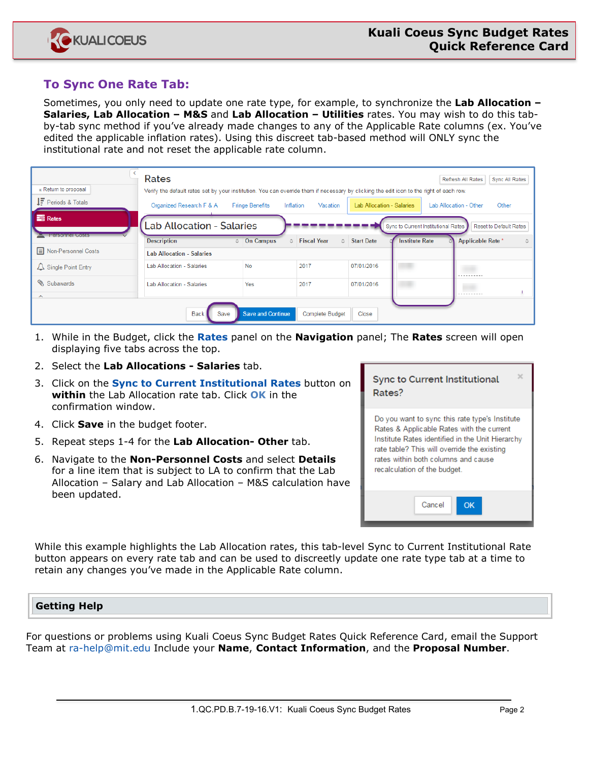## To Sync One Rate Tab:

Sometimes, you only need to update one rate type, for example, to synchronize the **Lab Allocation – Salaries, Lab Allocation – M&S** and **Lab Allocation – Utilities** rates. You may wish to do this tab-by-tab sync method if you've already made changes to any of the Applicable Rate columns (ex. You've edited the applicable inflation rates). Using this discreet tab-based method will ONLY sync the institutional rate and not reset the applicable rate column.

1. While in the Budget, click the **Rates** panel on the **Navigation** panel; The **Rates** screen will open displaying five tabs across the top.
2. Select the **Lab Allocations - Salaries** tab.
3. Click on the **Sync to Current Institutional Rates** button on **within** the Lab Allocation rate tab. Click **OK** in the confirmation window.
4. Click **Save** in the budget footer.
5. Repeat steps 1-4 for the **Lab Allocation- Other** tab.
6. Navigate to the **Non-Personnel Costs** and select **Details** for a line item that is subject to LA to confirm that the Lab Allocation – Salary and Lab Allocation – M&S calculation have been updated.

While this example highlights the Lab Allocation rates, this tab-level Sync to Current Institutional Rate button appears on every rate tab and can be used to discreetly update one rate type tab at a time to retain any changes you've made in the Applicable Rate column.

## Getting Help

For questions or problems using Kuali Coeus Sync Budget Rates Quick Reference Card, email the Support Team at ra-help@mit.edu Include your **Name**, **Contact Information**, and the **Proposal Number**.